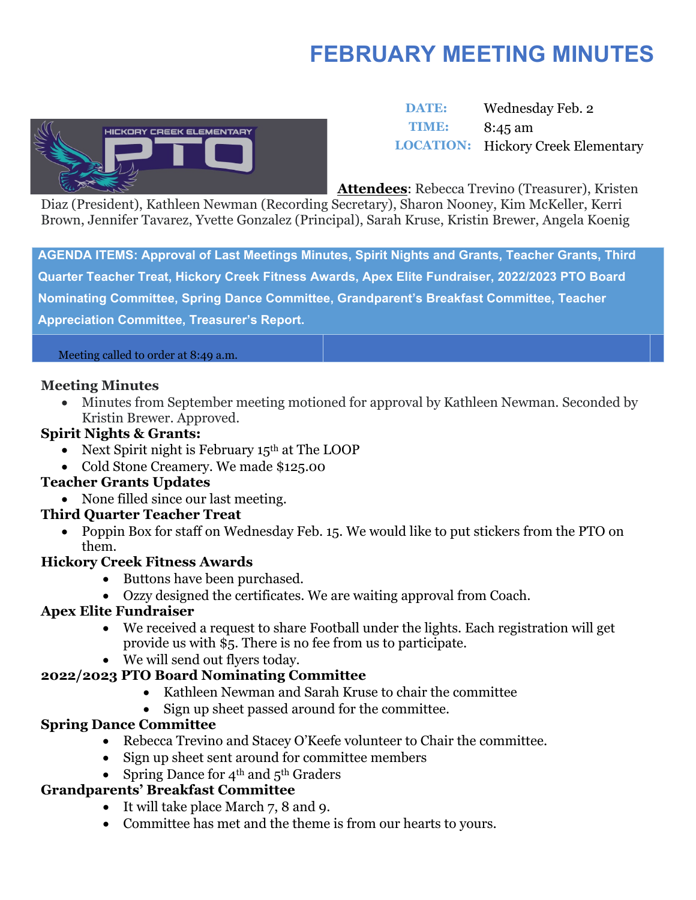# FEBRUARY MEETING MINUTES

**DATE:** Wednesday Feb. 2

**TIME:** 8:45 am

**LOCATION:** Hickory Creek Elementary

**Attendees**: Rebecca Trevino (Treasurer), Kristen Diaz (President), Kathleen Newman (Recording Secretary), Sharon Nooney, Kim McKeller, Kerri Brown, Jennifer Tavarez, Yvette Gonzalez (Principal), Sarah Kruse, Kristin Brewer, Angela Koenig

**AGENDA ITEMS: Approval of Last Meetings Minutes, Spirit Nights and Grants, Teacher Grants, Third Quarter Teacher Treat, Hickory Creek Fitness Awards, Apex Elite Fundraiser, 2022/2023 PTO Board Nominating Committee, Spring Dance Committee, Grandparent's Breakfast Committee, Teacher Appreciation Committee, Treasurer's Report.**

Meeting called to order at 8:49 a.m.

### Meeting Minutes

- Minutes from September meeting motioned for approval by Kathleen Newman. Seconded by Kristin Brewer. Approved.

### Spirit Nights & Grants:

- Next Spirit night is February 15th at The LOOP
- Cold Stone Creamery. We made $125.00

### Teacher Grants Updates

- None filled since our last meeting.

### Third Quarter Teacher Treat

- Poppin Box for staff on Wednesday Feb. 15. We would like to put stickers from the PTO on them.

### Hickory Creek Fitness Awards

- Buttons have been purchased.
- Ozzy designed the certificates. We are waiting approval from Coach.

### Apex Elite Fundraiser

- We received a request to share Football under the lights. Each registration will get provide us with $5. There is no fee from us to participate.
- We will send out flyers today.

### 2022/2023 PTO Board Nominating Committee

- Kathleen Newman and Sarah Kruse to chair the committee
- Sign up sheet passed around for the committee.

### Spring Dance Committee

- Rebecca Trevino and Stacey O'Keefe volunteer to Chair the committee.
- Sign up sheet sent around for committee members
- Spring Dance for 4th and 5th Graders

### Grandparents' Breakfast Committee

- It will take place March 7, 8 and 9.
- Committee has met and the theme is from our hearts to yours.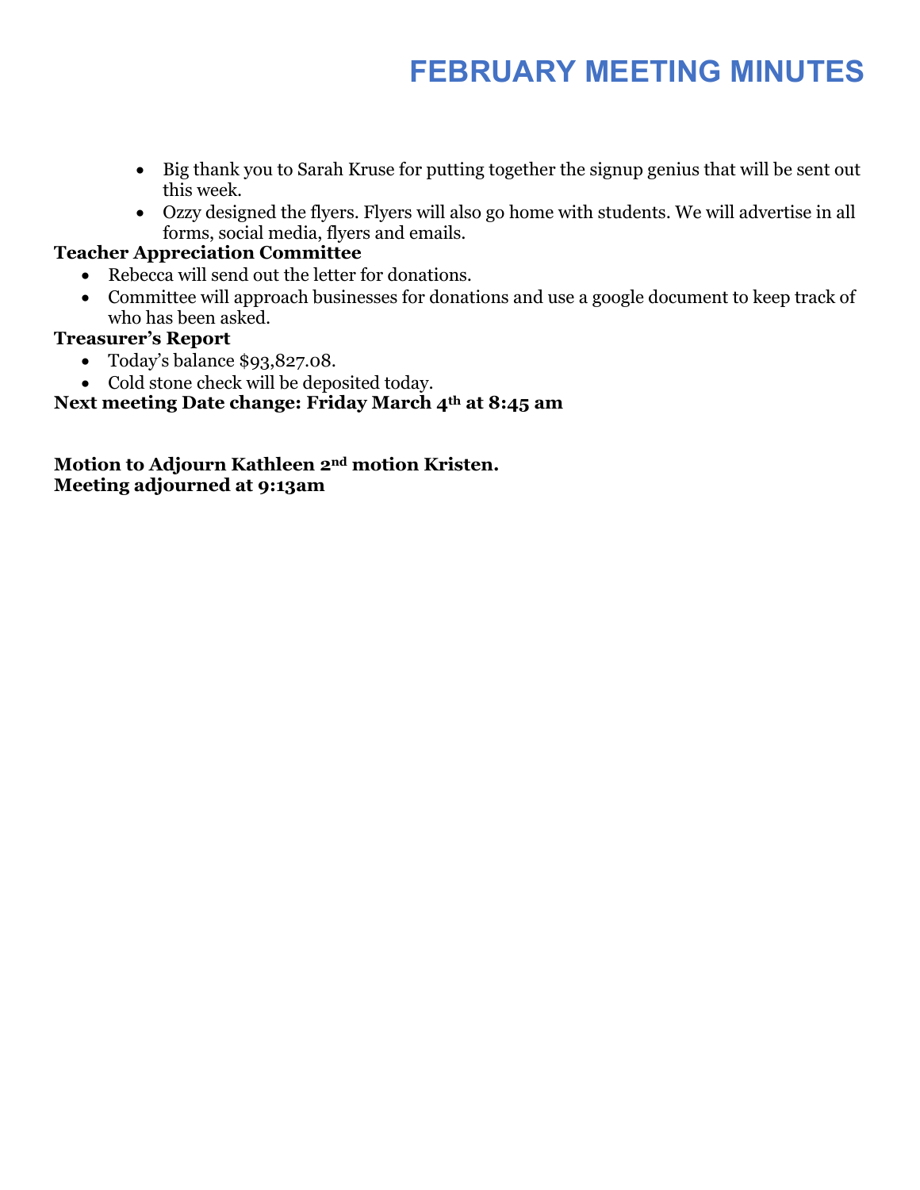# FEBRUARY MEETING MINUTES

- Big thank you to Sarah Kruse for putting together the signup genius that will be sent out this week.
- Ozzy designed the flyers. Flyers will also go home with students. We will advertise in all forms, social media, flyers and emails.

**Teacher Appreciation Committee**

- Rebecca will send out the letter for donations.
- Committee will approach businesses for donations and use a google document to keep track of who has been asked.

**Treasurer's Report**

- Today's balance $93,827.08.
- Cold stone check will be deposited today.

**Next meeting Date change: Friday March 4th at 8:45 am**

**Motion to Adjourn Kathleen 2nd motion Kristen.**
**Meeting adjourned at 9:13am**